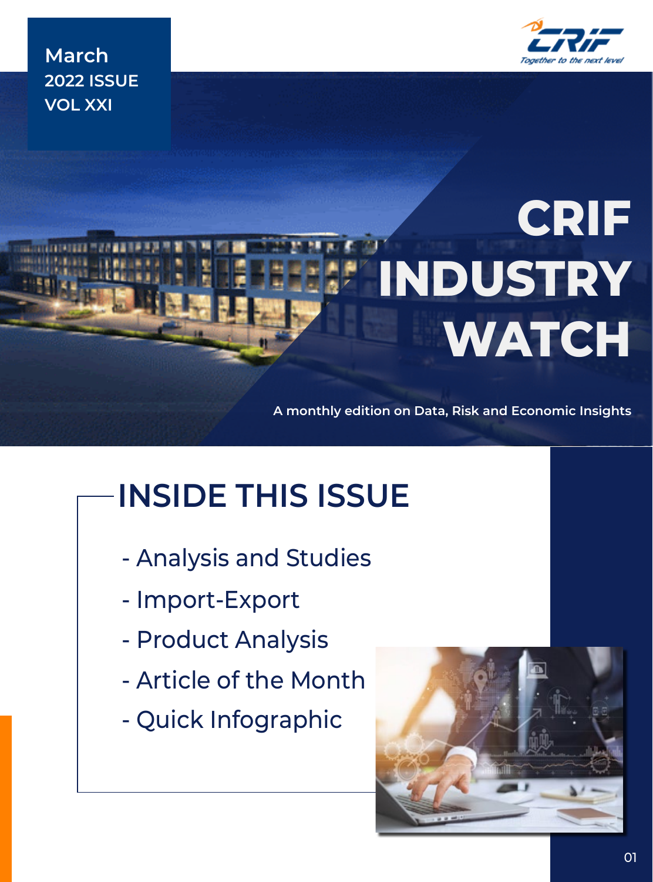March
2022 ISSUE
VOL XXI

Together to the next level

# CRIF INDUSTRY WATCH

A monthly edition on Data, Risk and Economic Insights

## INSIDE THIS ISSUE

- Analysis and Studies
- Import-Export
- Product Analysis
- Article of the Month
- Quick Infographic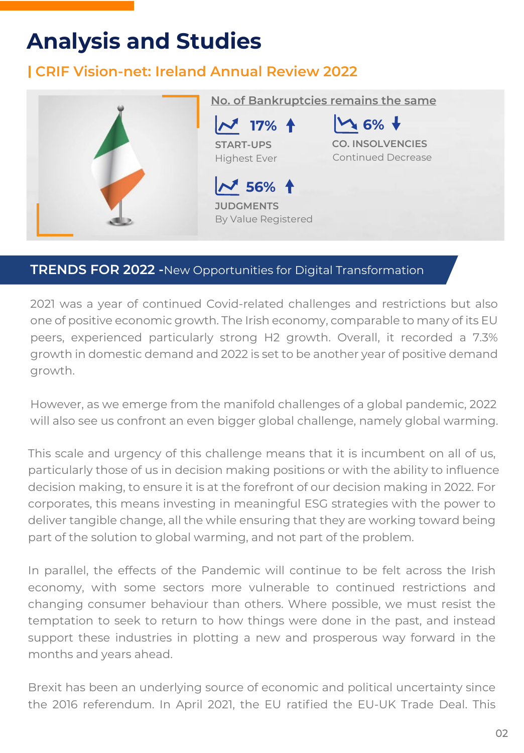# Analysis and Studies

## CRIF Vision-net: Ireland Annual Review 2022

**No. of Bankruptcies remains the same**

**17%** ↑
START-UPS
Highest Ever

**6%** ↓
CO. INSOLVENCIES
Continued Decrease

**56%** ↑
JUDGMENTS
By Value Registered

## TRENDS FOR 2022 - New Opportunities for Digital Transformation

2021 was a year of continued Covid-related challenges and restrictions but also one of positive economic growth. The Irish economy, comparable to many of its EU peers, experienced particularly strong H2 growth. Overall, it recorded a 7.3% growth in domestic demand and 2022 is set to be another year of positive demand growth.

However, as we emerge from the manifold challenges of a global pandemic, 2022 will also see us confront an even bigger global challenge, namely global warming.

This scale and urgency of this challenge means that it is incumbent on all of us, particularly those of us in decision making positions or with the ability to influence decision making, to ensure it is at the forefront of our decision making in 2022. For corporates, this means investing in meaningful ESG strategies with the power to deliver tangible change, all the while ensuring that they are working toward being part of the solution to global warming, and not part of the problem.

In parallel, the effects of the Pandemic will continue to be felt across the Irish economy, with some sectors more vulnerable to continued restrictions and changing consumer behaviour than others. Where possible, we must resist the temptation to seek to return to how things were done in the past, and instead support these industries in plotting a new and prosperous way forward in the months and years ahead.

Brexit has been an underlying source of economic and political uncertainty since the 2016 referendum. In April 2021, the EU ratified the EU-UK Trade Deal. This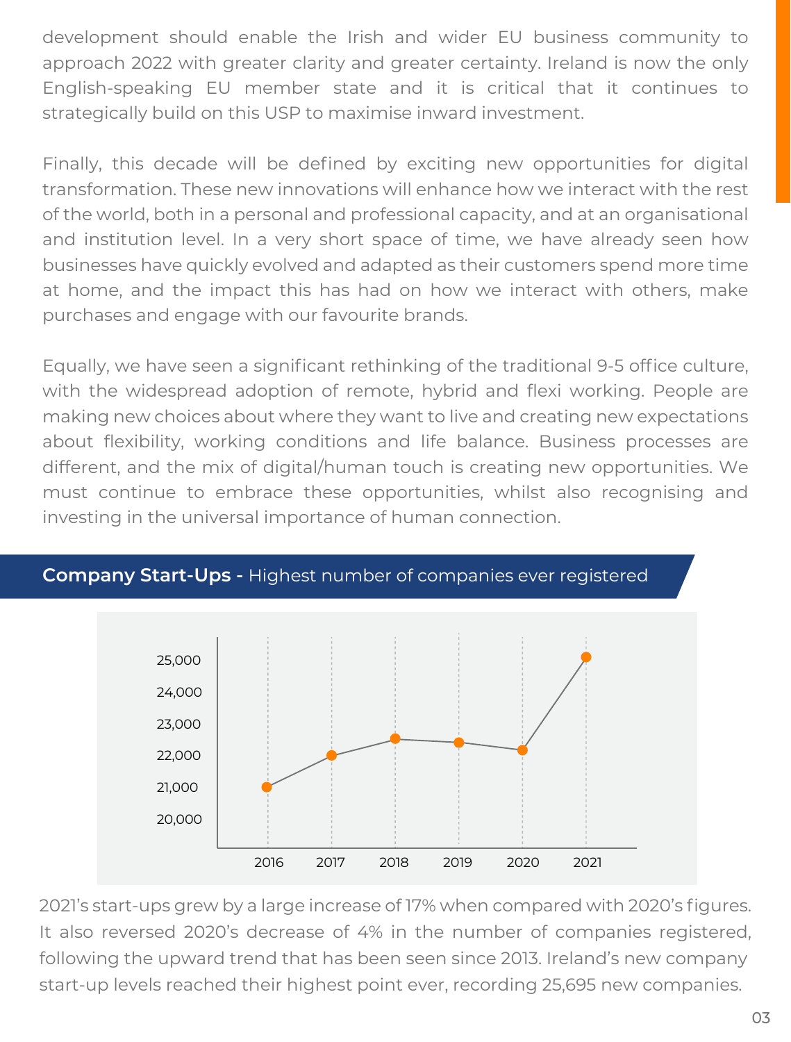development should enable the Irish and wider EU business community to approach 2022 with greater clarity and greater certainty. Ireland is now the only English-speaking EU member state and it is critical that it continues to strategically build on this USP to maximise inward investment.

Finally, this decade will be defined by exciting new opportunities for digital transformation. These new innovations will enhance how we interact with the rest of the world, both in a personal and professional capacity, and at an organisational and institution level. In a very short space of time, we have already seen how businesses have quickly evolved and adapted as their customers spend more time at home, and the impact this has had on how we interact with others, make purchases and engage with our favourite brands.

Equally, we have seen a significant rethinking of the traditional 9-5 office culture, with the widespread adoption of remote, hybrid and flexi working. People are making new choices about where they want to live and creating new expectations about flexibility, working conditions and life balance. Business processes are different, and the mix of digital/human touch is creating new opportunities. We must continue to embrace these opportunities, whilst also recognising and investing in the universal importance of human connection.

## **Company Start-Ups -** Highest number of companies ever registered

2021's start-ups grew by a large increase of 17% when compared with 2020's figures. It also reversed 2020's decrease of 4% in the number of companies registered, following the upward trend that has been seen since 2013. Ireland's new company start-up levels reached their highest point ever, recording 25,695 new companies.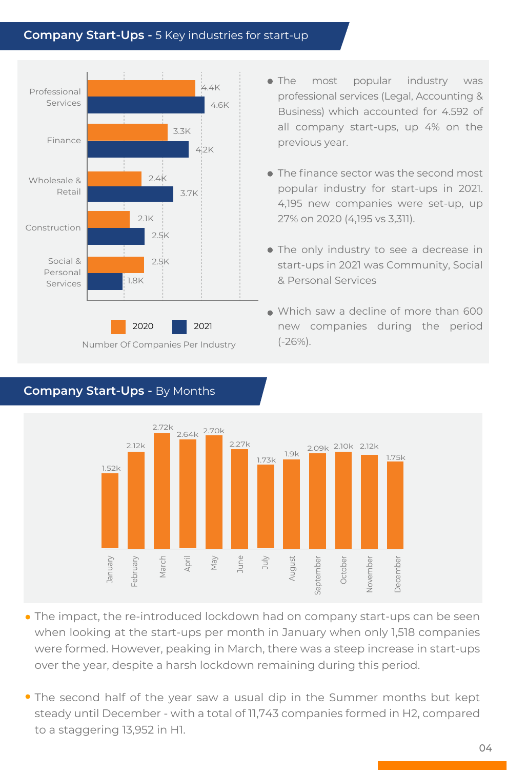## Company Start-Ups - 5 Key industries for start-up

| Industry | 2020 | 2021 |
|---|---|---|
| Professional Services | 4.4K | 4.6K |
| Finance | 3.3K | 4.2K |
| Wholesale & Retail | 2.4K | 3.7K |
| Construction | 2.1K | 2.5K |
| Social & Personal Services | 2.5K | 1.8K |

Number Of Companies Per Industry

- The most popular industry was professional services (Legal, Accounting & Business) which accounted for 4.592 of all company start-ups, up 4% on the previous year.
- The finance sector was the second most popular industry for start-ups in 2021. 4,195 new companies were set-up, up 27% on 2020 (4,195 vs 3,311).
- The only industry to see a decrease in start-ups in 2021 was Community, Social & Personal Services
- Which saw a decline of more than 600 new companies during the period (-26%).

## Company Start-Ups - By Months

| Month | Start-ups |
|---|---|
| January | 1.52k |
| February | 2.12k |
| March | 2.72k |
| April | 2.64k |
| May | 2.70k |
| June | 2.27k |
| July | 1.73k |
| August | 1.9k |
| September | 2.09k |
| October | 2.10k |
| November | 2.12k |
| December | 1.75k |

- The impact, the re-introduced lockdown had on company start-ups can be seen when looking at the start-ups per month in January when only 1,518 companies were formed. However, peaking in March, there was a steep increase in start-ups over the year, despite a harsh lockdown remaining during this period.
- The second half of the year saw a usual dip in the Summer months but kept steady until December - with a total of 11,743 companies formed in H2, compared to a staggering 13,952 in H1.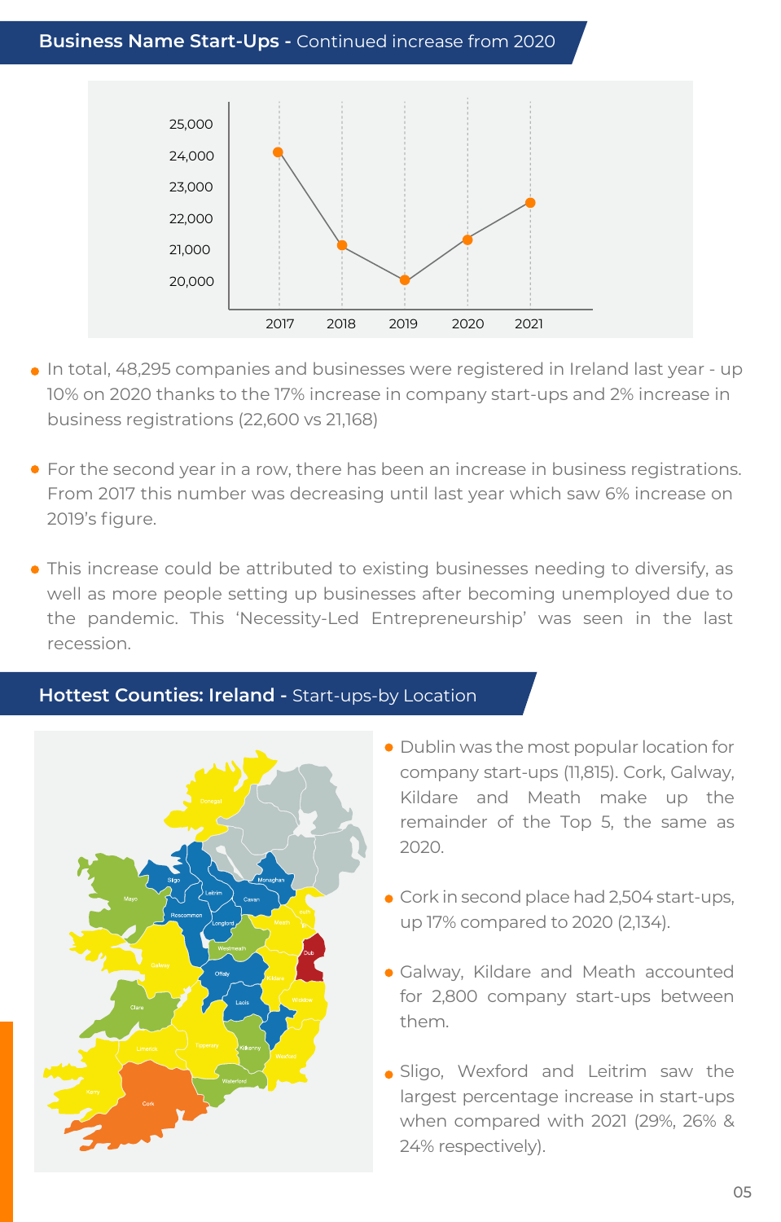## Business Name Start-Ups - Continued increase from 2020

- In total, 48,295 companies and businesses were registered in Ireland last year - up 10% on 2020 thanks to the 17% increase in company start-ups and 2% increase in business registrations (22,600 vs 21,168)
- For the second year in a row, there has been an increase in business registrations. From 2017 this number was decreasing until last year which saw 6% increase on 2019's figure.
- This increase could be attributed to existing businesses needing to diversify, as well as more people setting up businesses after becoming unemployed due to the pandemic. This 'Necessity-Led Entrepreneurship' was seen in the last recession.

## Hottest Counties: Ireland - Start-ups-by Location

- Dublin was the most popular location for company start-ups (11,815). Cork, Galway, Kildare and Meath make up the remainder of the Top 5, the same as 2020.
- Cork in second place had 2,504 start-ups, up 17% compared to 2020 (2,134).
- Galway, Kildare and Meath accounted for 2,800 company start-ups between them.
- Sligo, Wexford and Leitrim saw the largest percentage increase in start-ups when compared with 2021 (29%, 26% & 24% respectively).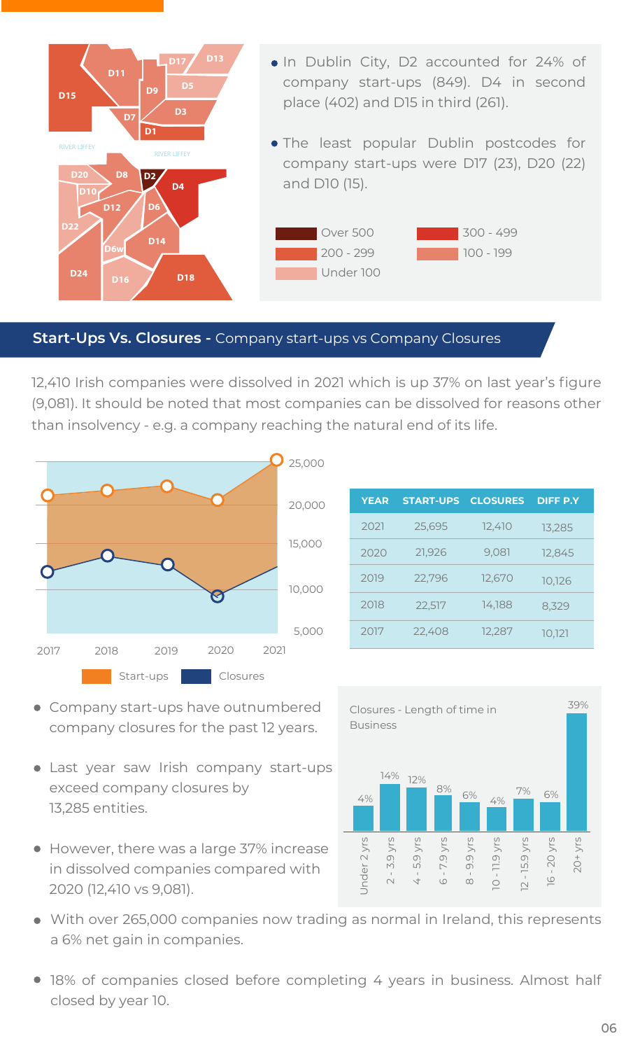- In Dublin City, D2 accounted for 24% of company start-ups (849). D4 in second place (402) and D15 in third (261).
- The least popular Dublin postcodes for company start-ups were D17 (23), D20 (22) and D10 (15).

| Legend | |
|---|---|
| Over 500 | 300 - 499 |
| 200 - 299 | 100 - 199 |
| Under 100 | |

## Start-Ups Vs. Closures - Company start-ups vs Company Closures

12,410 Irish companies were dissolved in 2021 which is up 37% on last year's figure (9,081). It should be noted that most companies can be dissolved for reasons other than insolvency - e.g. a company reaching the natural end of its life.

| YEAR | START-UPS | CLOSURES | DIFF P.Y |
|---|---|---|---|
| 2021 | 25,695 | 12,410 | 13,285 |
| 2020 | 21,926 | 9,081 | 12,845 |
| 2019 | 22,796 | 12,670 | 10,126 |
| 2018 | 22,517 | 14,188 | 8,329 |
| 2017 | 22,408 | 12,287 | 10,121 |

- Company start-ups have outnumbered company closures for the past 12 years.
- Last year saw Irish company start-ups exceed company closures by 13,285 entities.
- However, there was a large 37% increase in dissolved companies compared with 2020 (12,410 vs 9,081).

Closures - Length of time in Business

| Under 2 yrs | 2 - 3.9 yrs | 4 - 5.9 yrs | 6 - 7.9 yrs | 8 - 9.9 yrs | 10 - 11.9 yrs | 12 - 15.9 yrs | 16 - 20 yrs | 20+ yrs |
|---|---|---|---|---|---|---|---|---|
| 4% | 14% | 12% | 8% | 6% | 4% | 7% | 6% | 39% |

- With over 265,000 companies now trading as normal in Ireland, this represents a 6% net gain in companies.
- 18% of companies closed before completing 4 years in business. Almost half closed by year 10.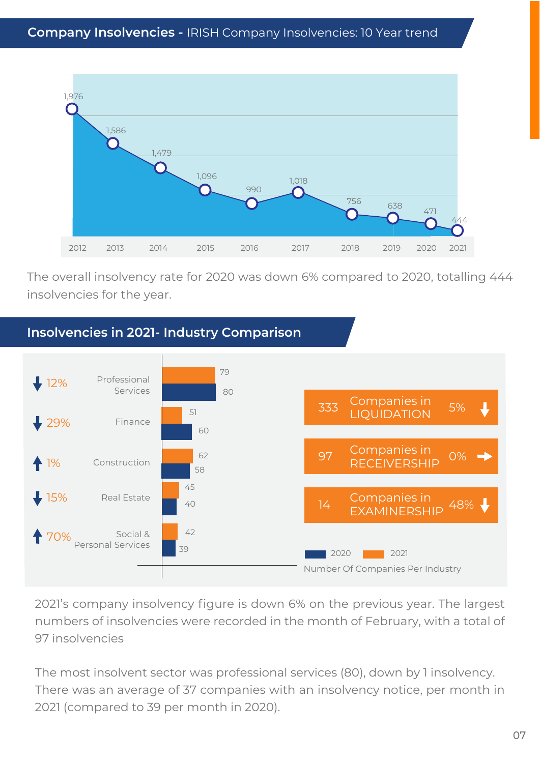## Company Insolvencies - IRISH Company Insolvencies: 10 Year trend

| Year | Insolvencies |
|---|---|
| 2012 | 1,976 |
| 2013 | 1,586 |
| 2014 | 1,479 |
| 2015 | 1,096 |
| 2016 | 990 |
| 2017 | 1,018 |
| 2018 | 756 |
| 2019 | 638 |
| 2020 | 471 |
| 2021 | 444 |

The overall insolvency rate for 2020 was down 6% compared to 2020, totalling 444 insolvencies for the year.

## Insolvencies in 2021- Industry Comparison

| Change | Industry | 2021 | 2020 |
|---|---|---|---|
| ↓ 12% | Professional Services | 79 | 80 |
| ↓ 29% | Finance | 51 | 60 |
| ↑ 1% | Construction | 62 | 58 |
| ↓ 15% | Real Estate | 45 | 40 |
| ↑ 70% | Social & Personal Services | 42 | 39 |

| Number | Type | Change |
|---|---|---|
| 333 | Companies in LIQUIDATION | 5% ↓ |
| 97 | Companies in RECEIVERSHIP | 0% → |
| 14 | Companies in EXAMINERSHIP | 48% ↓ |

2020 / 2021

Number Of Companies Per Industry

2021's company insolvency figure is down 6% on the previous year. The largest numbers of insolvencies were recorded in the month of February, with a total of 97 insolvencies

The most insolvent sector was professional services (80), down by 1 insolvency. There was an average of 37 companies with an insolvency notice, per month in 2021 (compared to 39 per month in 2020).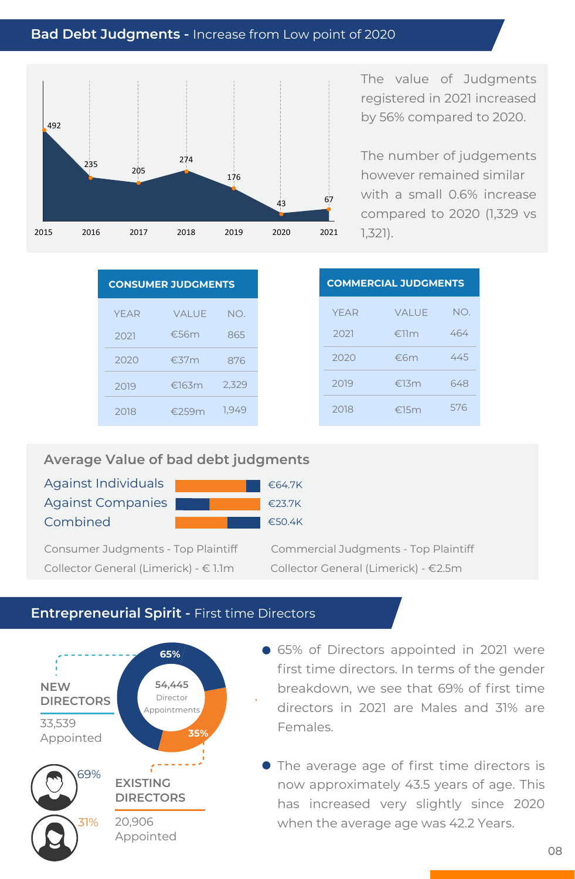## Bad Debt Judgments - Increase from Low point of 2020

| Year | 2015 | 2016 | 2017 | 2018 | 2019 | 2020 | 2021 |
|---|---|---|---|---|---|---|---|
| Value | 492 | 235 | 205 | 274 | 176 | 43 | 67 |

The value of Judgments registered in 2021 increased by 56% compared to 2020.

The number of judgements however remained similar with a small 0.6% increase compared to 2020 (1,329 vs 1,321).

**CONSUMER JUDGMENTS**

| YEAR | VALUE | NO. |
|---|---|---|
| 2021 | €56m | 865 |
| 2020 | €37m | 876 |
| 2019 | €163m | 2,329 |
| 2018 | €259m | 1,949 |

**COMMERCIAL JUDGMENTS**

| YEAR | VALUE | NO. |
|---|---|---|
| 2021 | €11m | 464 |
| 2020 | €6m | 445 |
| 2019 | €13m | 648 |
| 2018 | €15m | 576 |

### Average Value of bad debt judgments

| | |
|---|---|
| Against Individuals | €64.7K |
| Against Companies | €23.7K |
| Combined | €50.4K |

Consumer Judgments - Top Plaintiff
Collector General (Limerick) - € 1.1m

Commercial Judgments - Top Plaintiff
Collector General (Limerick) - €2.5m

## Entrepreneurial Spirit - First time Directors

54,445 Director Appointments

**NEW DIRECTORS** – 65%
33,539 Appointed

**EXISTING DIRECTORS** – 35%
20,906 Appointed

69% | 31%

- 65% of Directors appointed in 2021 were first time directors. In terms of the gender breakdown, we see that 69% of first time directors in 2021 are Males and 31% are Females.
- The average age of first time directors is now approximately 43.5 years of age. This has increased very slightly since 2020 when the average age was 42.2 Years.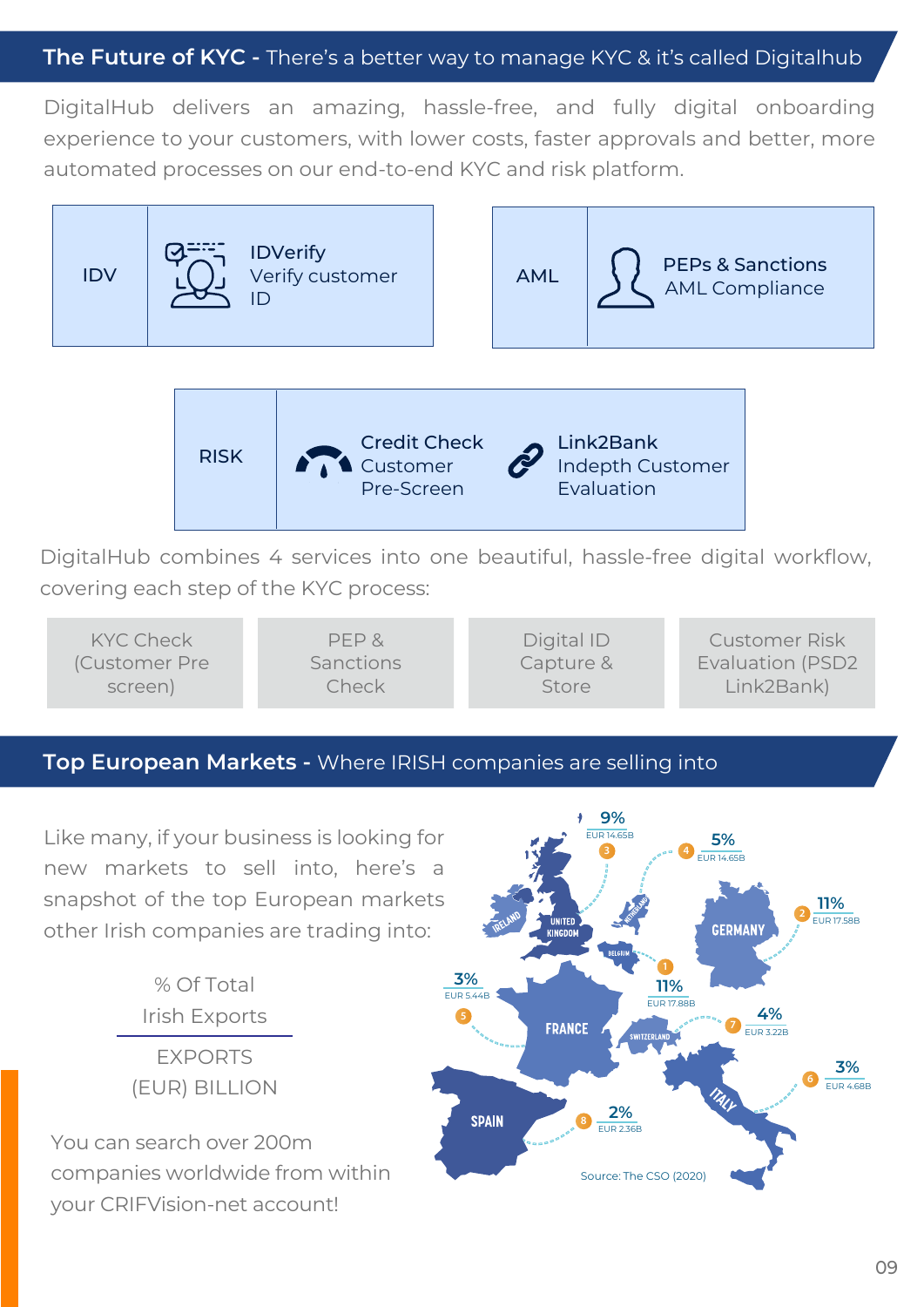## The Future of KYC - There's a better way to manage KYC & it's called Digitalhub

DigitalHub delivers an amazing, hassle-free, and fully digital onboarding experience to your customers, with lower costs, faster approvals and better, more automated processes on our end-to-end KYC and risk platform.

| IDV | **IDVerify** Verify customer ID |
|---|---|

| AML | **PEPs & Sanctions** AML Compliance |
|---|---|

| RISK | **Credit Check** Customer Pre-Screen | **Link2Bank** Indepth Customer Evaluation |
|---|---|---|

DigitalHub combines 4 services into one beautiful, hassle-free digital workflow, covering each step of the KYC process:

| KYC Check (Customer Pre screen) | PEP & Sanctions Check | Digital ID Capture & Store | Customer Risk Evaluation (PSD2 Link2Bank) |
|---|---|---|---|

## Top European Markets - Where IRISH companies are selling into

Like many, if your business is looking for new markets to sell into, here's a snapshot of the top European markets other Irish companies are trading into:

% Of Total Irish Exports

EXPORTS (EUR) BILLION

You can search over 200m companies worldwide from within your CRIFVision-net account!

| Rank | Market | % | EUR |
|---|---|---|---|
| 1 | Belgium | 11% | EUR 17.88B |
| 2 | Germany | 11% | EUR 17.58B |
| 3 | United Kingdom | 9% | EUR 14.65B |
| 4 | Netherlands | 5% | EUR 14.65B |
| 5 | France | 3% | EUR 5.44B |
| 6 | Italy | 3% | EUR 4.68B |
| 7 | Switzerland | 4% | EUR 3.22B |
| 8 | Spain | 2% | EUR 2.36B |

Source: The CSO (2020)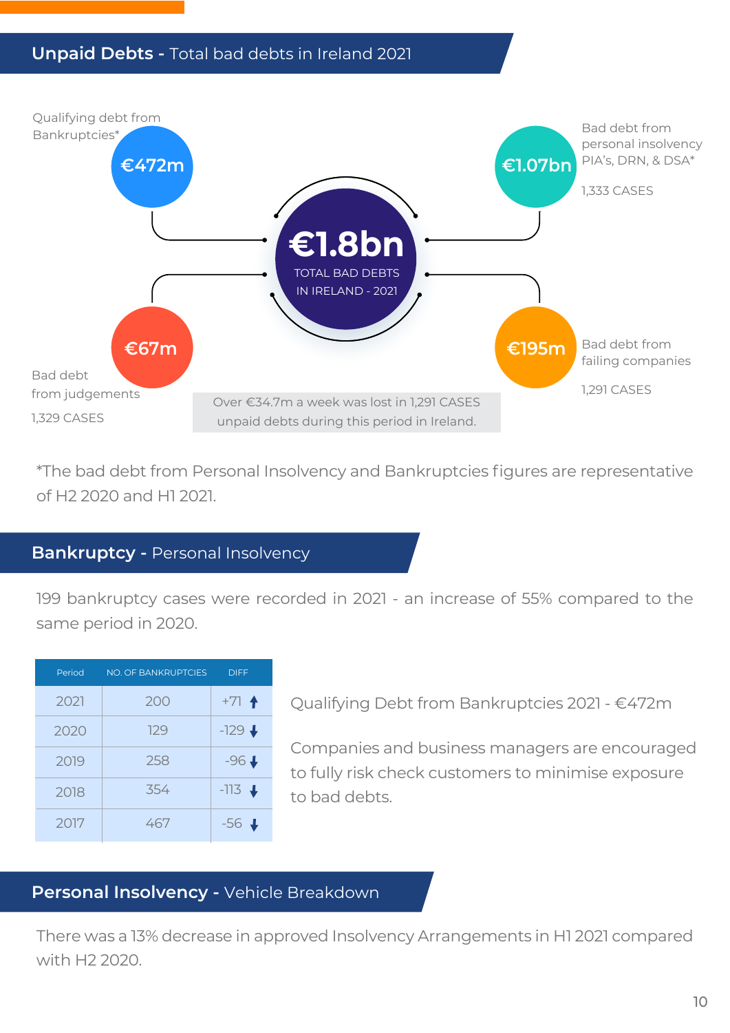## Unpaid Debts - Total bad debts in Ireland 2021

**€1.8bn**
TOTAL BAD DEBTS IN IRELAND - 2021

**€472m**
Qualifying debt from Bankruptcies*

**€1.07bn**
Bad debt from personal insolvency PIA's, DRN, & DSA*

1,333 CASES

**€67m**
Bad debt from judgements

1,329 CASES

**€195m**
Bad debt from failing companies

1,291 CASES

Over €34.7m a week was lost in 1,291 CASES unpaid debts during this period in Ireland.

*The bad debt from Personal Insolvency and Bankruptcies figures are representative of H2 2020 and H1 2021.

## Bankruptcy - Personal Insolvency

199 bankruptcy cases were recorded in 2021 - an increase of 55% compared to the same period in 2020.

| Period | NO. OF BANKRUPTCIES | DIFF |
|---|---|---|
| 2021 | 200 | +71 ↑ |
| 2020 | 129 | -129 ↓ |
| 2019 | 258 | -96 ↓ |
| 2018 | 354 | -113 ↓ |
| 2017 | 467 | -56 ↓ |

Qualifying Debt from Bankruptcies 2021 - €472m

Companies and business managers are encouraged to fully risk check customers to minimise exposure to bad debts.

## Personal Insolvency - Vehicle Breakdown

There was a 13% decrease in approved Insolvency Arrangements in H1 2021 compared with H2 2020.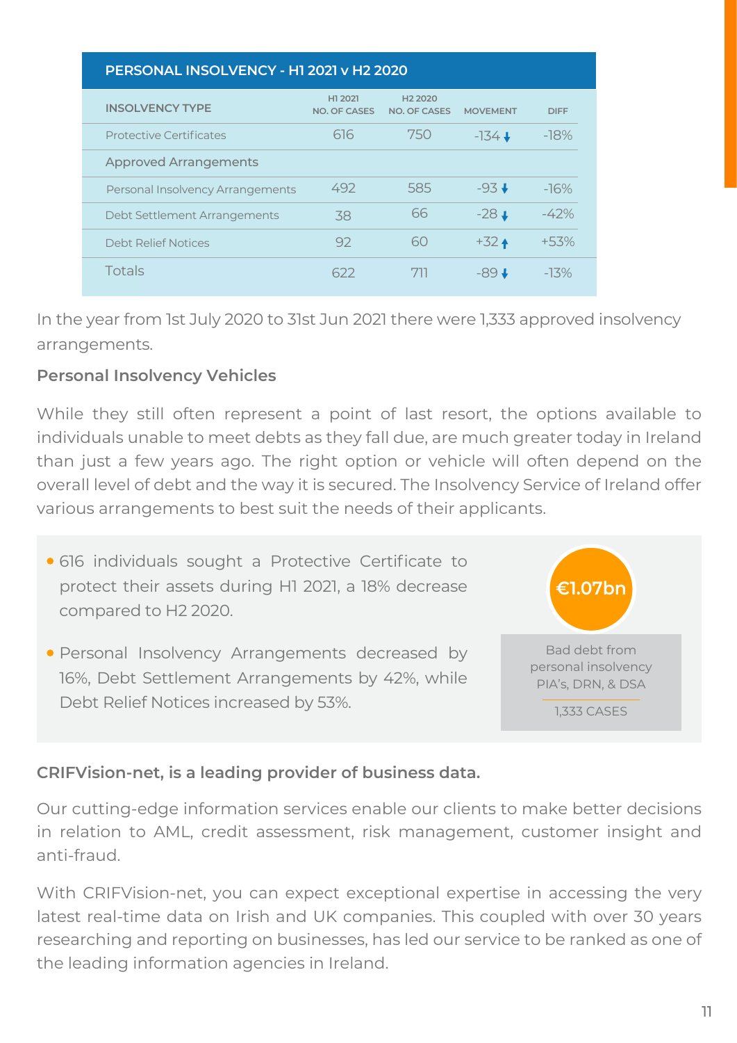| PERSONAL INSOLVENCY - H1 2021 v H2 2020 | | | | |
|---|---|---|---|---|
| INSOLVENCY TYPE | H1 2021 NO. OF CASES | H2 2020 NO. OF CASES | MOVEMENT | DIFF |
| Protective Certificates | 616 | 750 | -134 ↓ | -18% |
| **Approved Arrangements** | | | | |
| Personal Insolvency Arrangements | 492 | 585 | -93 ↓ | -16% |
| Debt Settlement Arrangements | 38 | 66 | -28 ↓ | -42% |
| Debt Relief Notices | 92 | 60 | +32 ↑ | +53% |
| Totals | 622 | 711 | -89 ↓ | -13% |

In the year from 1st July 2020 to 31st Jun 2021 there were 1,333 approved insolvency arrangements.

### Personal Insolvency Vehicles

While they still often represent a point of last resort, the options available to individuals unable to meet debts as they fall due, are much greater today in Ireland than just a few years ago. The right option or vehicle will often depend on the overall level of debt and the way it is secured. The Insolvency Service of Ireland offer various arrangements to best suit the needs of their applicants.

- 616 individuals sought a Protective Certificate to protect their assets during H1 2021, a 18% decrease compared to H2 2020.
- Personal Insolvency Arrangements decreased by 16%, Debt Settlement Arrangements by 42%, while Debt Relief Notices increased by 53%.

**€1.07bn**

Bad debt from personal insolvency PIA's, DRN, & DSA

1,333 CASES

### CRIFVision-net, is a leading provider of business data.

Our cutting-edge information services enable our clients to make better decisions in relation to AML, credit assessment, risk management, customer insight and anti-fraud.

With CRIFVision-net, you can expect exceptional expertise in accessing the very latest real-time data on Irish and UK companies. This coupled with over 30 years researching and reporting on businesses, has led our service to be ranked as one of the leading information agencies in Ireland.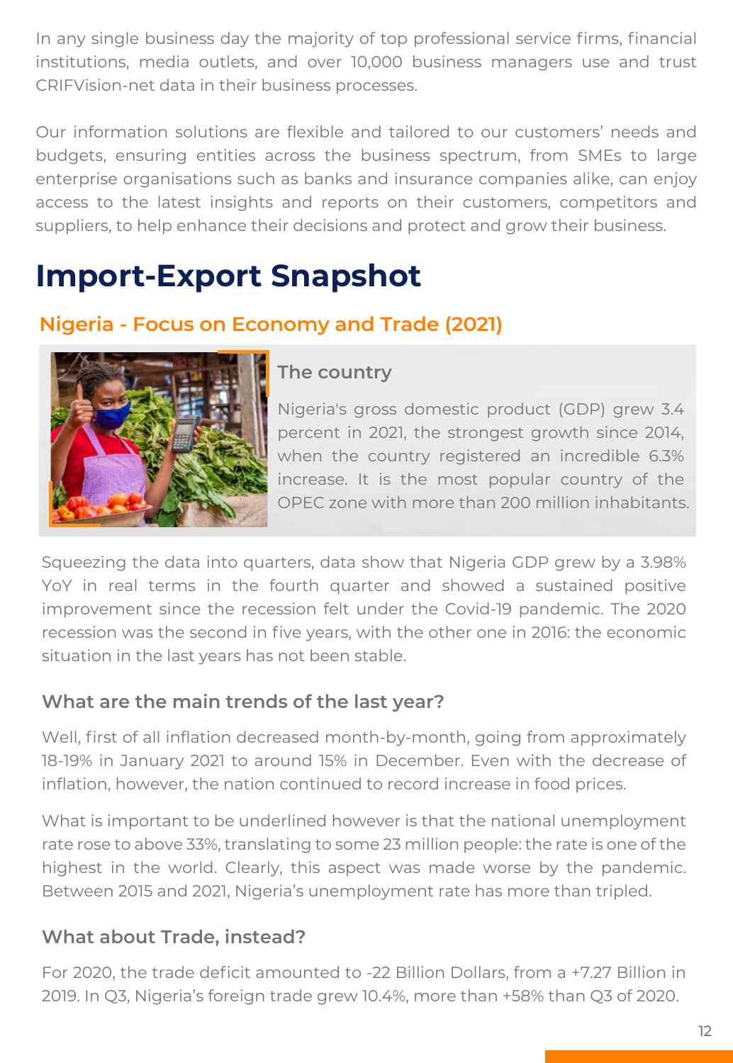In any single business day the majority of top professional service firms, financial institutions, media outlets, and over 10,000 business managers use and trust CRIFVision-net data in their business processes.

Our information solutions are flexible and tailored to our customers' needs and budgets, ensuring entities across the business spectrum, from SMEs to large enterprise organisations such as banks and insurance companies alike, can enjoy access to the latest insights and reports on their customers, competitors and suppliers, to help enhance their decisions and protect and grow their business.

# Import-Export Snapshot

## Nigeria - Focus on Economy and Trade (2021)

### The country

Nigeria's gross domestic product (GDP) grew 3.4 percent in 2021, the strongest growth since 2014, when the country registered an incredible 6.3% increase. It is the most popular country of the OPEC zone with more than 200 million inhabitants.

Squeezing the data into quarters, data show that Nigeria GDP grew by a 3.98% YoY in real terms in the fourth quarter and showed a sustained positive improvement since the recession felt under the Covid-19 pandemic. The 2020 recession was the second in five years, with the other one in 2016: the economic situation in the last years has not been stable.

### What are the main trends of the last year?

Well, first of all inflation decreased month-by-month, going from approximately 18-19% in January 2021 to around 15% in December. Even with the decrease of inflation, however, the nation continued to record increase in food prices.

What is important to be underlined however is that the national unemployment rate rose to above 33%, translating to some 23 million people: the rate is one of the highest in the world. Clearly, this aspect was made worse by the pandemic. Between 2015 and 2021, Nigeria's unemployment rate has more than tripled.

### What about Trade, instead?

For 2020, the trade deficit amounted to -22 Billion Dollars, from a +7.27 Billion in 2019. In Q3, Nigeria's foreign trade grew 10.4%, more than +58% than Q3 of 2020.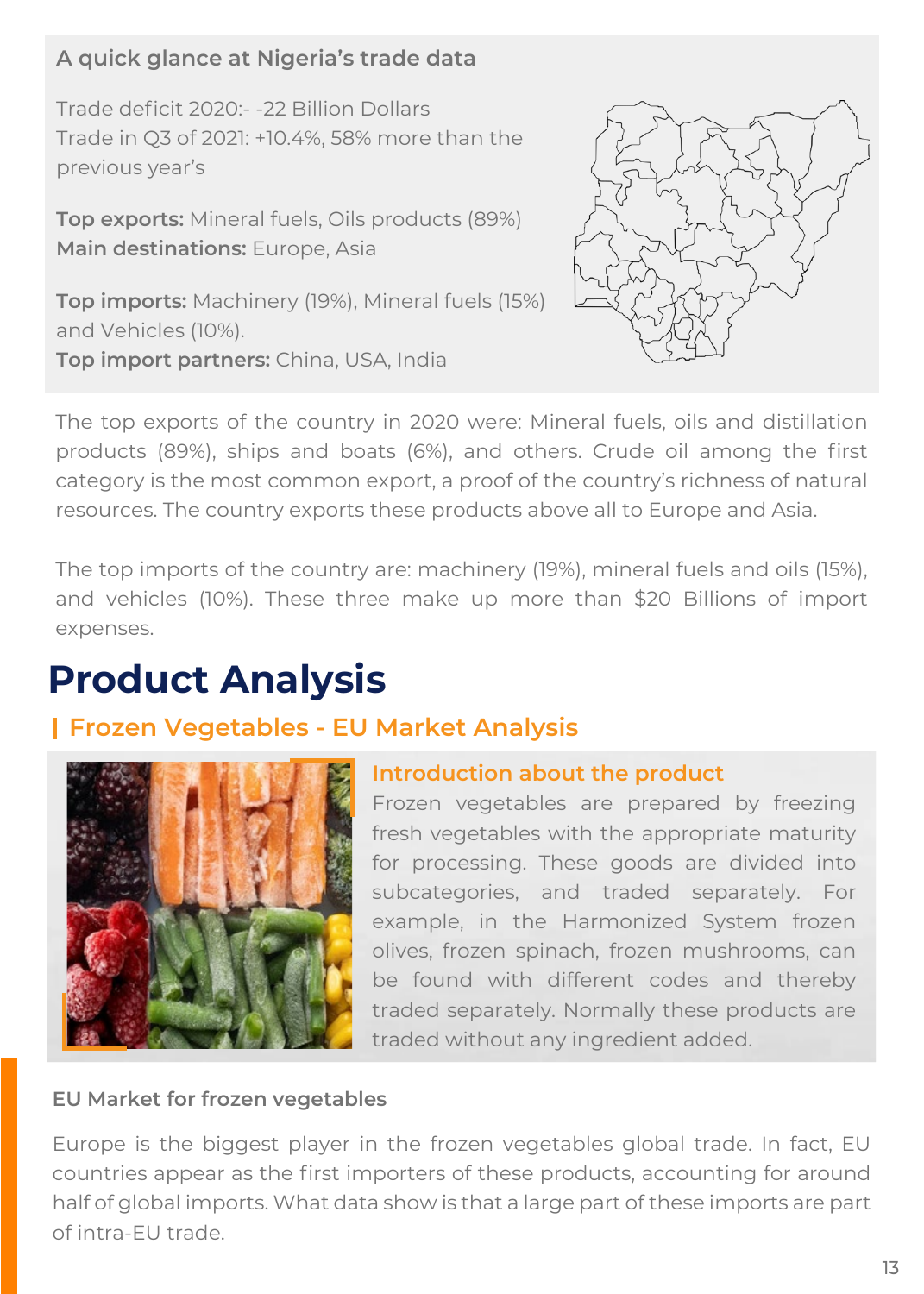### A quick glance at Nigeria's trade data

Trade deficit 2020:- -22 Billion Dollars
Trade in Q3 of 2021: +10.4%, 58% more than the previous year's

**Top exports:** Mineral fuels, Oils products (89%)
**Main destinations:** Europe, Asia

**Top imports:** Machinery (19%), Mineral fuels (15%) and Vehicles (10%).
**Top import partners:** China, USA, India

The top exports of the country in 2020 were: Mineral fuels, oils and distillation products (89%), ships and boats (6%), and others. Crude oil among the first category is the most common export, a proof of the country's richness of natural resources. The country exports these products above all to Europe and Asia.

The top imports of the country are: machinery (19%), mineral fuels and oils (15%), and vehicles (10%). These three make up more than $20 Billions of import expenses.

# Product Analysis

## Frozen Vegetables - EU Market Analysis

### Introduction about the product

Frozen vegetables are prepared by freezing fresh vegetables with the appropriate maturity for processing. These goods are divided into subcategories, and traded separately. For example, in the Harmonized System frozen olives, frozen spinach, frozen mushrooms, can be found with different codes and thereby traded separately. Normally these products are traded without any ingredient added.

### EU Market for frozen vegetables

Europe is the biggest player in the frozen vegetables global trade. In fact, EU countries appear as the first importers of these products, accounting for around half of global imports. What data show is that a large part of these imports are part of intra-EU trade.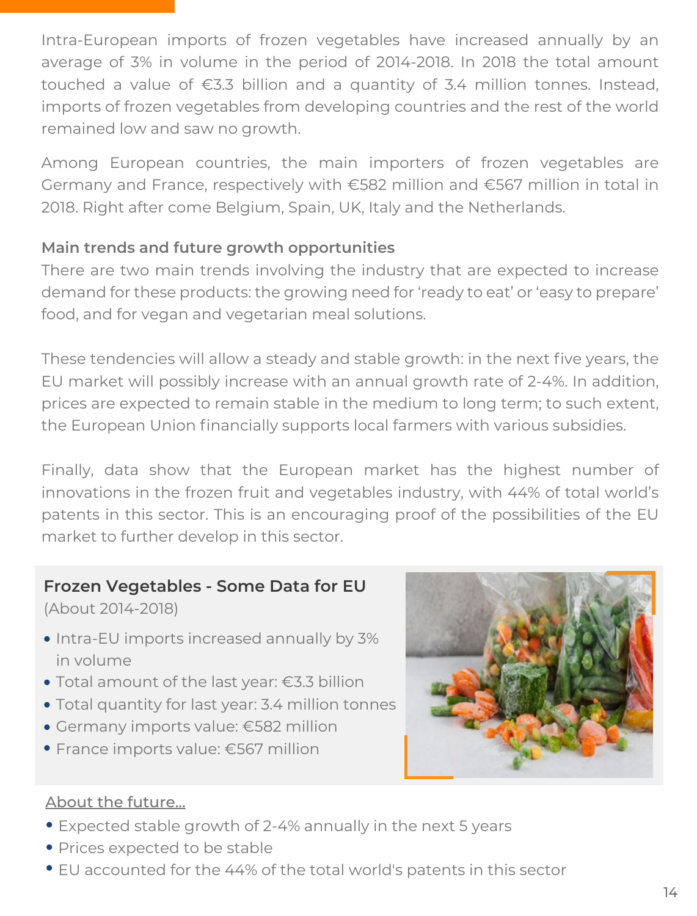Intra-European imports of frozen vegetables have increased annually by an average of 3% in volume in the period of 2014-2018. In 2018 the total amount touched a value of €3.3 billion and a quantity of 3.4 million tonnes. Instead, imports of frozen vegetables from developing countries and the rest of the world remained low and saw no growth.

Among European countries, the main importers of frozen vegetables are Germany and France, respectively with €582 million and €567 million in total in 2018. Right after come Belgium, Spain, UK, Italy and the Netherlands.

**Main trends and future growth opportunities**

There are two main trends involving the industry that are expected to increase demand for these products: the growing need for 'ready to eat' or 'easy to prepare' food, and for vegan and vegetarian meal solutions.

These tendencies will allow a steady and stable growth: in the next five years, the EU market will possibly increase with an annual growth rate of 2-4%. In addition, prices are expected to remain stable in the medium to long term; to such extent, the European Union financially supports local farmers with various subsidies.

Finally, data show that the European market has the highest number of innovations in the frozen fruit and vegetables industry, with 44% of total world's patents in this sector. This is an encouraging proof of the possibilities of the EU market to further develop in this sector.

**Frozen Vegetables - Some Data for EU**

(About 2014-2018)

- Intra-EU imports increased annually by 3% in volume
- Total amount of the last year: €3.3 billion
- Total quantity for last year: 3.4 million tonnes
- Germany imports value: €582 million
- France imports value: €567 million

About the future...

- Expected stable growth of 2-4% annually in the next 5 years
- Prices expected to be stable
- EU accounted for the 44% of the total world's patents in this sector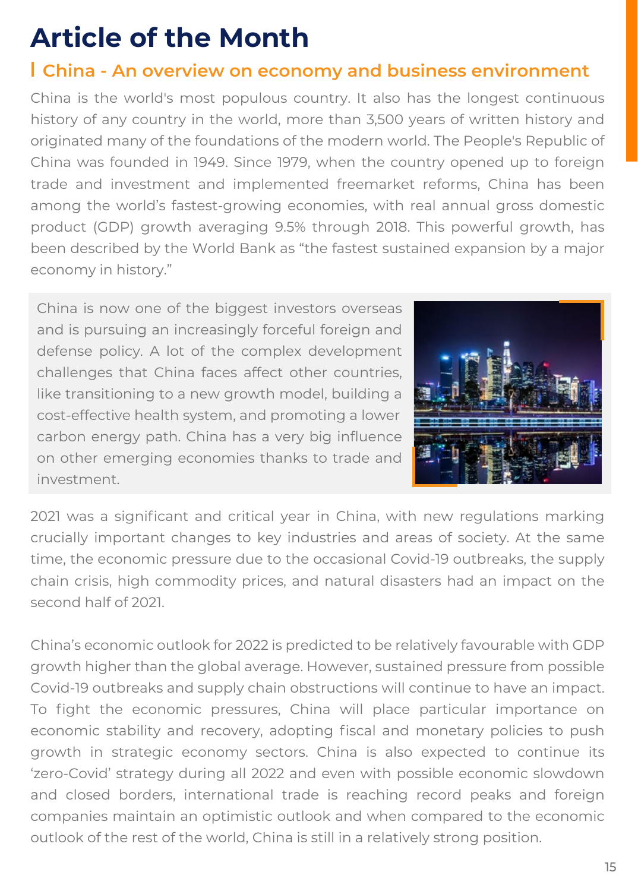# Article of the Month

## China - An overview on economy and business environment

China is the world's most populous country. It also has the longest continuous history of any country in the world, more than 3,500 years of written history and originated many of the foundations of the modern world. The People's Republic of China was founded in 1949. Since 1979, when the country opened up to foreign trade and investment and implemented freemarket reforms, China has been among the world's fastest-growing economies, with real annual gross domestic product (GDP) growth averaging 9.5% through 2018. This powerful growth, has been described by the World Bank as "the fastest sustained expansion by a major economy in history."

China is now one of the biggest investors overseas and is pursuing an increasingly forceful foreign and defense policy. A lot of the complex development challenges that China faces affect other countries, like transitioning to a new growth model, building a cost-effective health system, and promoting a lower carbon energy path. China has a very big influence on other emerging economies thanks to trade and investment.

2021 was a significant and critical year in China, with new regulations marking crucially important changes to key industries and areas of society. At the same time, the economic pressure due to the occasional Covid-19 outbreaks, the supply chain crisis, high commodity prices, and natural disasters had an impact on the second half of 2021.

China's economic outlook for 2022 is predicted to be relatively favourable with GDP growth higher than the global average. However, sustained pressure from possible Covid-19 outbreaks and supply chain obstructions will continue to have an impact. To fight the economic pressures, China will place particular importance on economic stability and recovery, adopting fiscal and monetary policies to push growth in strategic economy sectors. China is also expected to continue its 'zero-Covid' strategy during all 2022 and even with possible economic slowdown and closed borders, international trade is reaching record peaks and foreign companies maintain an optimistic outlook and when compared to the economic outlook of the rest of the world, China is still in a relatively strong position.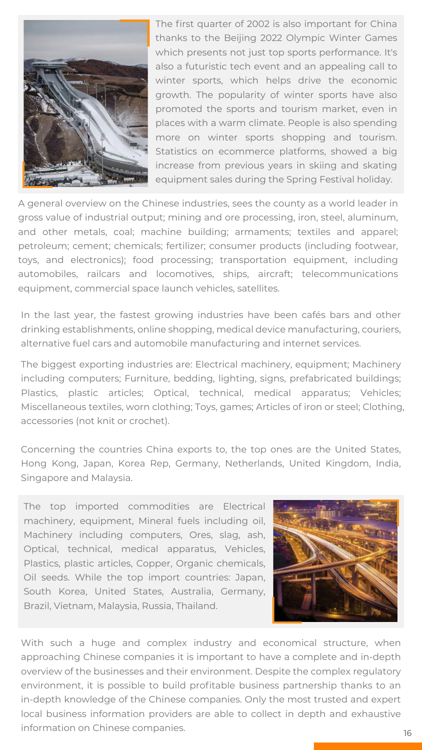The first quarter of 2002 is also important for China thanks to the Beijing 2022 Olympic Winter Games which presents not just top sports performance. It's also a futuristic tech event and an appealing call to winter sports, which helps drive the economic growth. The popularity of winter sports have also promoted the sports and tourism market, even in places with a warm climate. People is also spending more on winter sports shopping and tourism. Statistics on ecommerce platforms, showed a big increase from previous years in skiing and skating equipment sales during the Spring Festival holiday.

A general overview on the Chinese industries, sees the county as a world leader in gross value of industrial output; mining and ore processing, iron, steel, aluminum, and other metals, coal; machine building; armaments; textiles and apparel; petroleum; cement; chemicals; fertilizer; consumer products (including footwear, toys, and electronics); food processing; transportation equipment, including automobiles, railcars and locomotives, ships, aircraft; telecommunications equipment, commercial space launch vehicles, satellites.

In the last year, the fastest growing industries have been cafés bars and other drinking establishments, online shopping, medical device manufacturing, couriers, alternative fuel cars and automobile manufacturing and internet services.

The biggest exporting industries are: Electrical machinery, equipment; Machinery including computers; Furniture, bedding, lighting, signs, prefabricated buildings; Plastics, plastic articles; Optical, technical, medical apparatus; Vehicles; Miscellaneous textiles, worn clothing; Toys, games; Articles of iron or steel; Clothing, accessories (not knit or crochet).

Concerning the countries China exports to, the top ones are the United States, Hong Kong, Japan, Korea Rep, Germany, Netherlands, United Kingdom, India, Singapore and Malaysia.

The top imported commodities are Electrical machinery, equipment, Mineral fuels including oil, Machinery including computers, Ores, slag, ash, Optical, technical, medical apparatus, Vehicles, Plastics, plastic articles, Copper, Organic chemicals, Oil seeds. While the top import countries: Japan, South Korea, United States, Australia, Germany, Brazil, Vietnam, Malaysia, Russia, Thailand.

With such a huge and complex industry and economical structure, when approaching Chinese companies it is important to have a complete and in-depth overview of the businesses and their environment. Despite the complex regulatory environment, it is possible to build profitable business partnership thanks to an in-depth knowledge of the Chinese companies. Only the most trusted and expert local business information providers are able to collect in depth and exhaustive information on Chinese companies.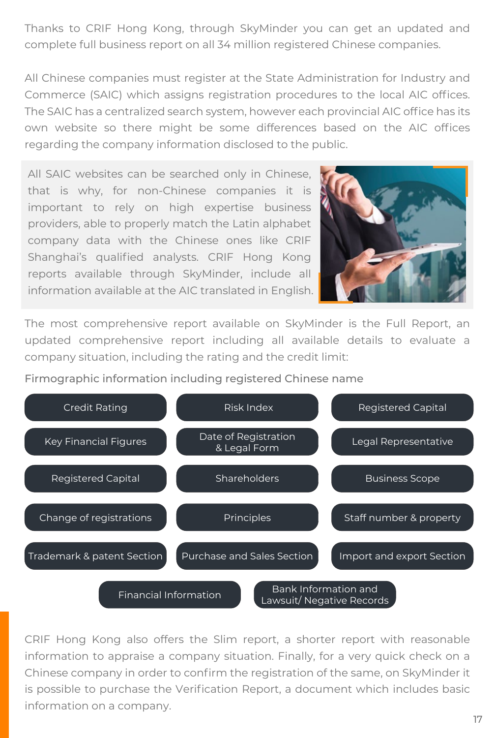Thanks to CRIF Hong Kong, through SkyMinder you can get an updated and complete full business report on all 34 million registered Chinese companies.

All Chinese companies must register at the State Administration for Industry and Commerce (SAIC) which assigns registration procedures to the local AIC offices. The SAIC has a centralized search system, however each provincial AIC office has its own website so there might be some differences based on the AIC offices regarding the company information disclosed to the public.

All SAIC websites can be searched only in Chinese, that is why, for non-Chinese companies it is important to rely on high expertise business providers, able to properly match the Latin alphabet company data with the Chinese ones like CRIF Shanghai's qualified analysts. CRIF Hong Kong reports available through SkyMinder, include all information available at the AIC translated in English.

The most comprehensive report available on SkyMinder is the Full Report, an updated comprehensive report including all available details to evaluate a company situation, including the rating and the credit limit:

Firmographic information including registered Chinese name

- Credit Rating
- Risk Index
- Registered Capital
- Key Financial Figures
- Date of Registration & Legal Form
- Legal Representative
- Registered Capital
- Shareholders
- Business Scope
- Change of registrations
- Principles
- Staff number & property
- Trademark & patent Section
- Purchase and Sales Section
- Import and export Section
- Financial Information
- Bank Information and Lawsuit/ Negative Records

CRIF Hong Kong also offers the Slim report, a shorter report with reasonable information to appraise a company situation. Finally, for a very quick check on a Chinese company in order to confirm the registration of the same, on SkyMinder it is possible to purchase the Verification Report, a document which includes basic information on a company.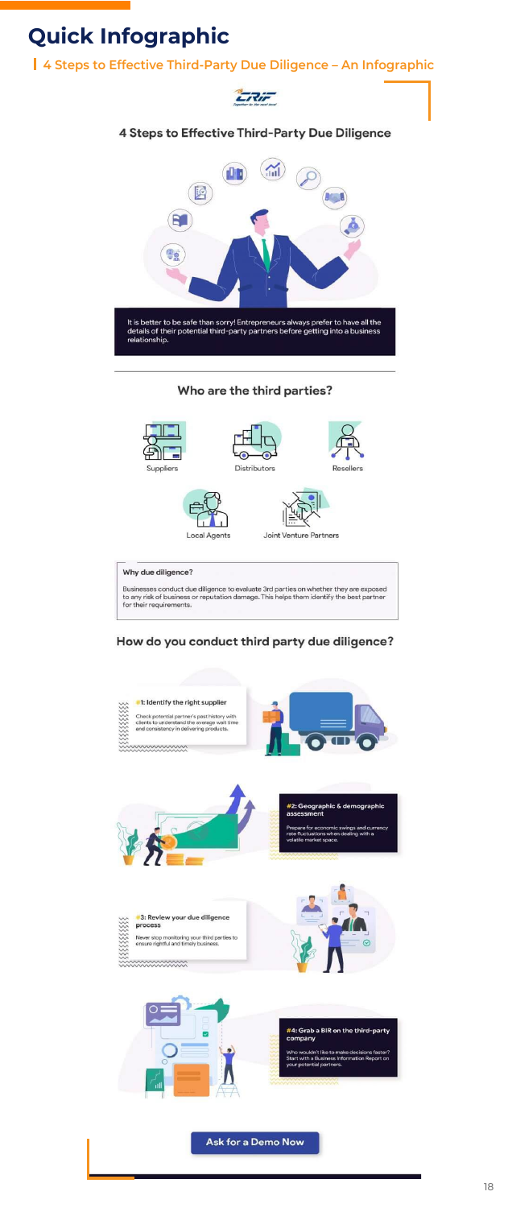# Quick Infographic

**4 Steps to Effective Third-Party Due Diligence – An Infographic**

## 4 Steps to Effective Third-Party Due Diligence

It is better to be safe than sorry! Entrepreneurs always prefer to have all the details of their potential third-party partners before getting into a business relationship.

### Who are the third parties?

- Suppliers
- Distributors
- Resellers
- Local Agents
- Joint Venture Partners

**Why due diligence?**

Businesses conduct due diligence to evaluate 3rd parties on whether they are exposed to any risk of business or reputation damage. This helps them identify the best partner for their requirements.

### How do you conduct third party due diligence?

**#1: Identify the right supplier**

Check potential partner's past history with clients to understand the average wait time and consistency in delivering products.

**#2: Geographic & demographic assessment**

Prepare for economic swings and currency rate fluctuations when dealing with a volatile market space.

**#3: Review your due diligence process**

Never stop monitoring your third parties to ensure rightful and timely business.

**#4: Grab a BIR on the third-party company**

Who wouldn't like to make decisions faster? Start with a Business Information Report on your potential partners.

Ask for a Demo Now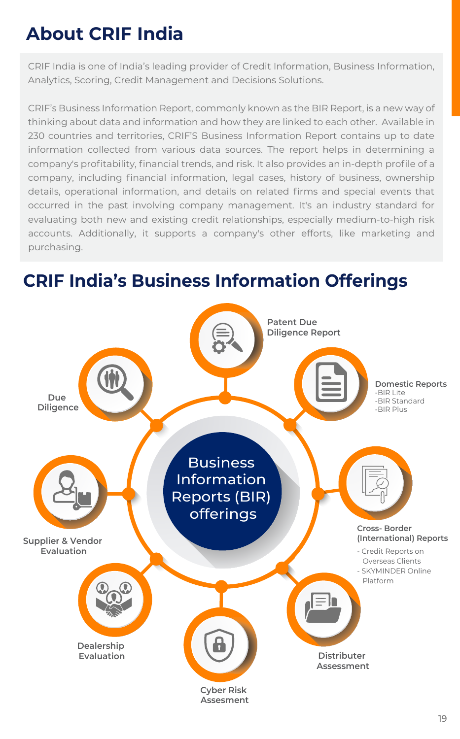# About CRIF India

CRIF India is one of India's leading provider of Credit Information, Business Information, Analytics, Scoring, Credit Management and Decisions Solutions.

CRIF's Business Information Report, commonly known as the BIR Report, is a new way of thinking about data and information and how they are linked to each other. Available in 230 countries and territories, CRIF'S Business Information Report contains up to date information collected from various data sources. The report helps in determining a company's profitability, financial trends, and risk. It also provides an in-depth profile of a company, including financial information, legal cases, history of business, ownership details, operational information, and details on related firms and special events that occurred in the past involving company management. It's an industry standard for evaluating both new and existing credit relationships, especially medium-to-high risk accounts. Additionally, it supports a company's other efforts, like marketing and purchasing.

# CRIF India's Business Information Offerings

Business Information Reports (BIR) offerings

- Patent Due Diligence Report
- Domestic Reports
  - BIR Lite
  - BIR Standard
  - BIR Plus
- Cross- Border (International) Reports
  - Credit Reports on Overseas Clients
  - SKYMINDER Online Platform
- Distributer Assessment
- Cyber Risk Assesment
- Dealership Evaluation
- Supplier & Vendor Evaluation
- Due Diligence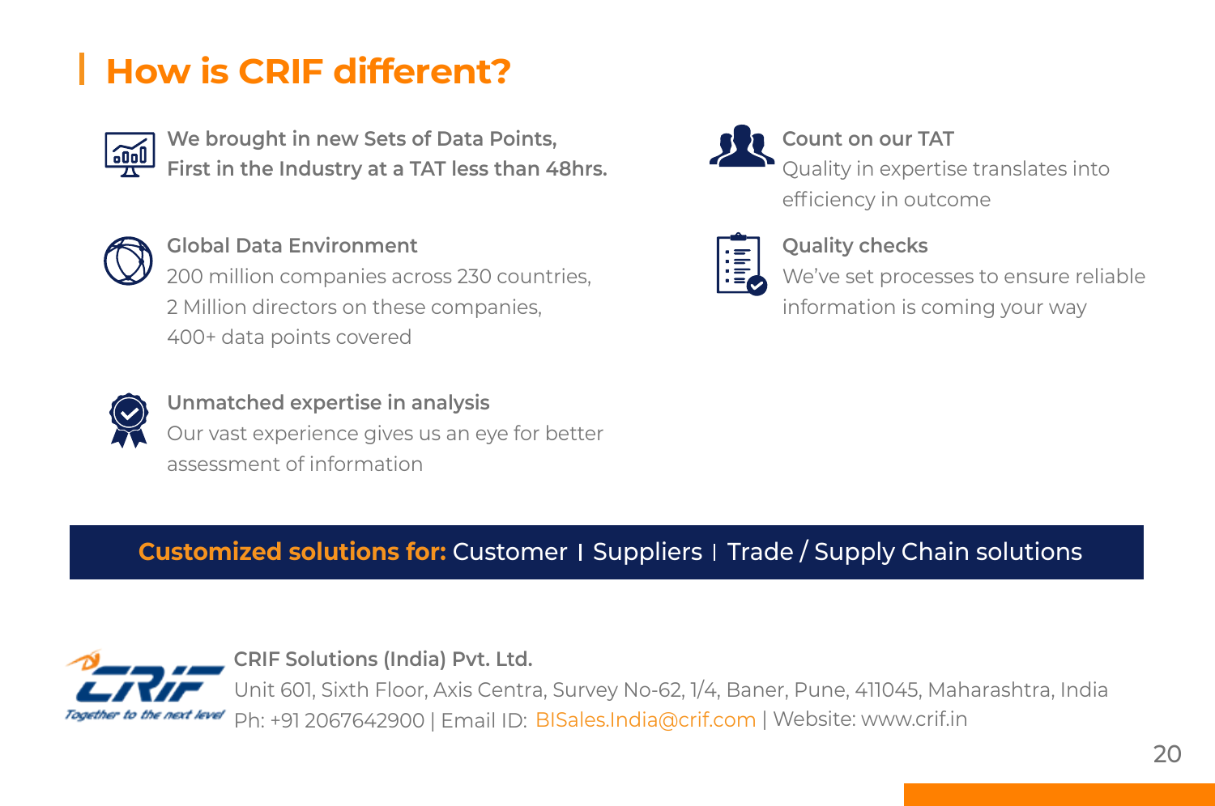## How is CRIF different?

**We brought in new Sets of Data Points, First in the Industry at a TAT less than 48hrs.**

**Global Data Environment**
200 million companies across 230 countries,
2 Million directors on these companies,
400+ data points covered

**Unmatched expertise in analysis**
Our vast experience gives us an eye for better assessment of information

**Count on our TAT**
Quality in expertise translates into efficiency in outcome

**Quality checks**
We've set processes to ensure reliable information is coming your way

**Customized solutions for:** Customer | Suppliers | Trade / Supply Chain solutions

CRIF
Together to the next level

**CRIF Solutions (India) Pvt. Ltd.**
Unit 601, Sixth Floor, Axis Centra, Survey No-62, 1/4, Baner, Pune, 411045, Maharashtra, India
Ph: +91 2067642900 | Email ID: BISales.India@crif.com | Website: www.crif.in